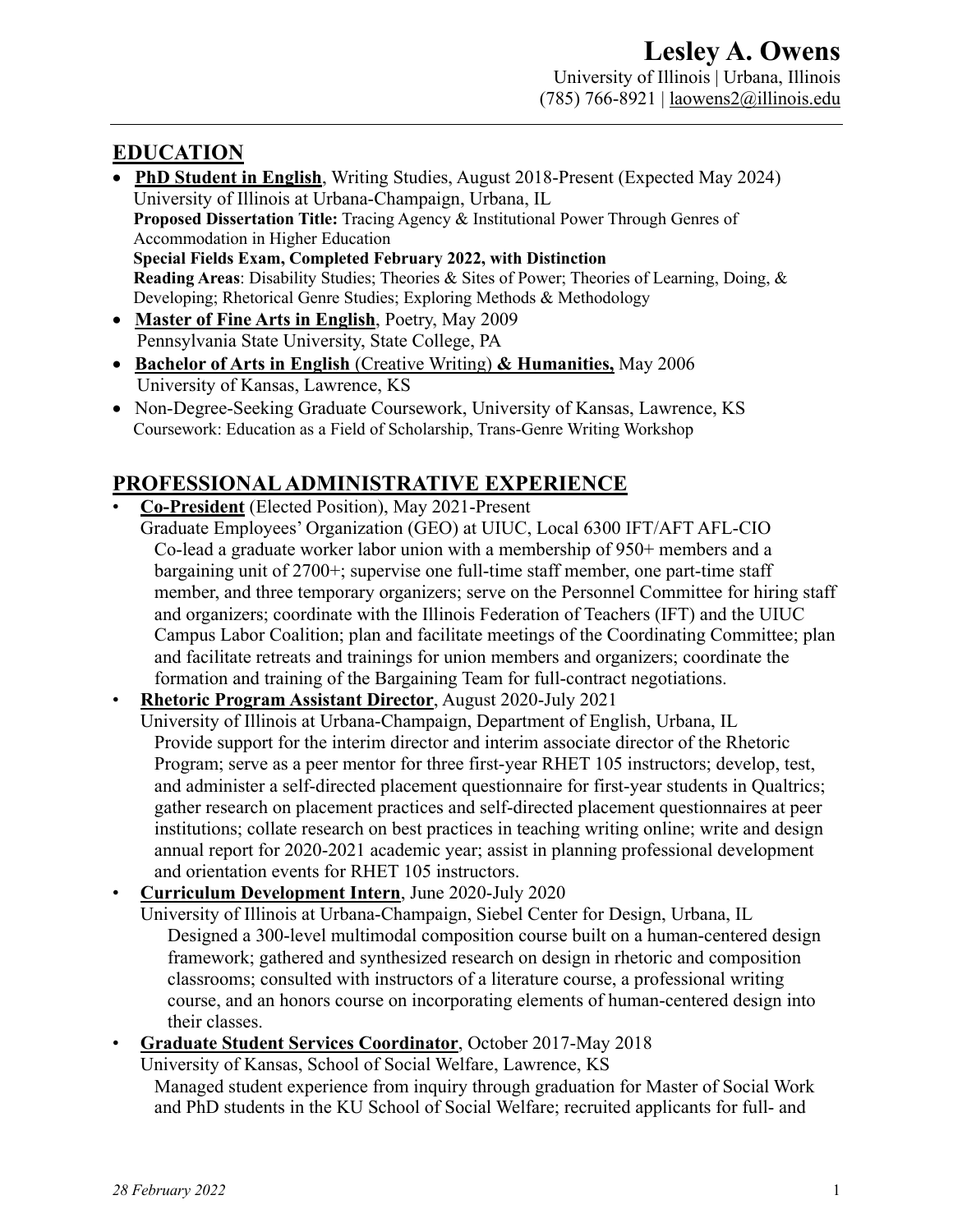# Lesley A. Owens

University of Illinois | Urbana, Illinois
(785) 766-8921 | laowens2@illinois.edu

## EDUCATION

- **PhD Student in English**, Writing Studies, August 2018-Present (Expected May 2024)
  University of Illinois at Urbana-Champaign, Urbana, IL
  **Proposed Dissertation Title:** Tracing Agency & Institutional Power Through Genres of Accommodation in Higher Education
  **Special Fields Exam, Completed February 2022, with Distinction**
  **Reading Areas**: Disability Studies; Theories & Sites of Power; Theories of Learning, Doing, & Developing; Rhetorical Genre Studies; Exploring Methods & Methodology
- **Master of Fine Arts in English**, Poetry, May 2009
  Pennsylvania State University, State College, PA
- **Bachelor of Arts in English** (Creative Writing) **& Humanities,** May 2006
  University of Kansas, Lawrence, KS
- Non-Degree-Seeking Graduate Coursework, University of Kansas, Lawrence, KS
  Coursework: Education as a Field of Scholarship, Trans-Genre Writing Workshop

## PROFESSIONAL ADMINISTRATIVE EXPERIENCE

- **Co-President** (Elected Position), May 2021-Present
  Graduate Employees' Organization (GEO) at UIUC, Local 6300 IFT/AFT AFL-CIO
  Co-lead a graduate worker labor union with a membership of 950+ members and a bargaining unit of 2700+; supervise one full-time staff member, one part-time staff member, and three temporary organizers; serve on the Personnel Committee for hiring staff and organizers; coordinate with the Illinois Federation of Teachers (IFT) and the UIUC Campus Labor Coalition; plan and facilitate meetings of the Coordinating Committee; plan and facilitate retreats and trainings for union members and organizers; coordinate the formation and training of the Bargaining Team for full-contract negotiations.
- **Rhetoric Program Assistant Director**, August 2020-July 2021
  University of Illinois at Urbana-Champaign, Department of English, Urbana, IL
  Provide support for the interim director and interim associate director of the Rhetoric Program; serve as a peer mentor for three first-year RHET 105 instructors; develop, test, and administer a self-directed placement questionnaire for first-year students in Qualtrics; gather research on placement practices and self-directed placement questionnaires at peer institutions; collate research on best practices in teaching writing online; write and design annual report for 2020-2021 academic year; assist in planning professional development and orientation events for RHET 105 instructors.
- **Curriculum Development Intern**, June 2020-July 2020
  University of Illinois at Urbana-Champaign, Siebel Center for Design, Urbana, IL
  Designed a 300-level multimodal composition course built on a human-centered design framework; gathered and synthesized research on design in rhetoric and composition classrooms; consulted with instructors of a literature course, a professional writing course, and an honors course on incorporating elements of human-centered design into their classes.
- **Graduate Student Services Coordinator**, October 2017-May 2018
  University of Kansas, School of Social Welfare, Lawrence, KS
  Managed student experience from inquiry through graduation for Master of Social Work and PhD students in the KU School of Social Welfare; recruited applicants for full- and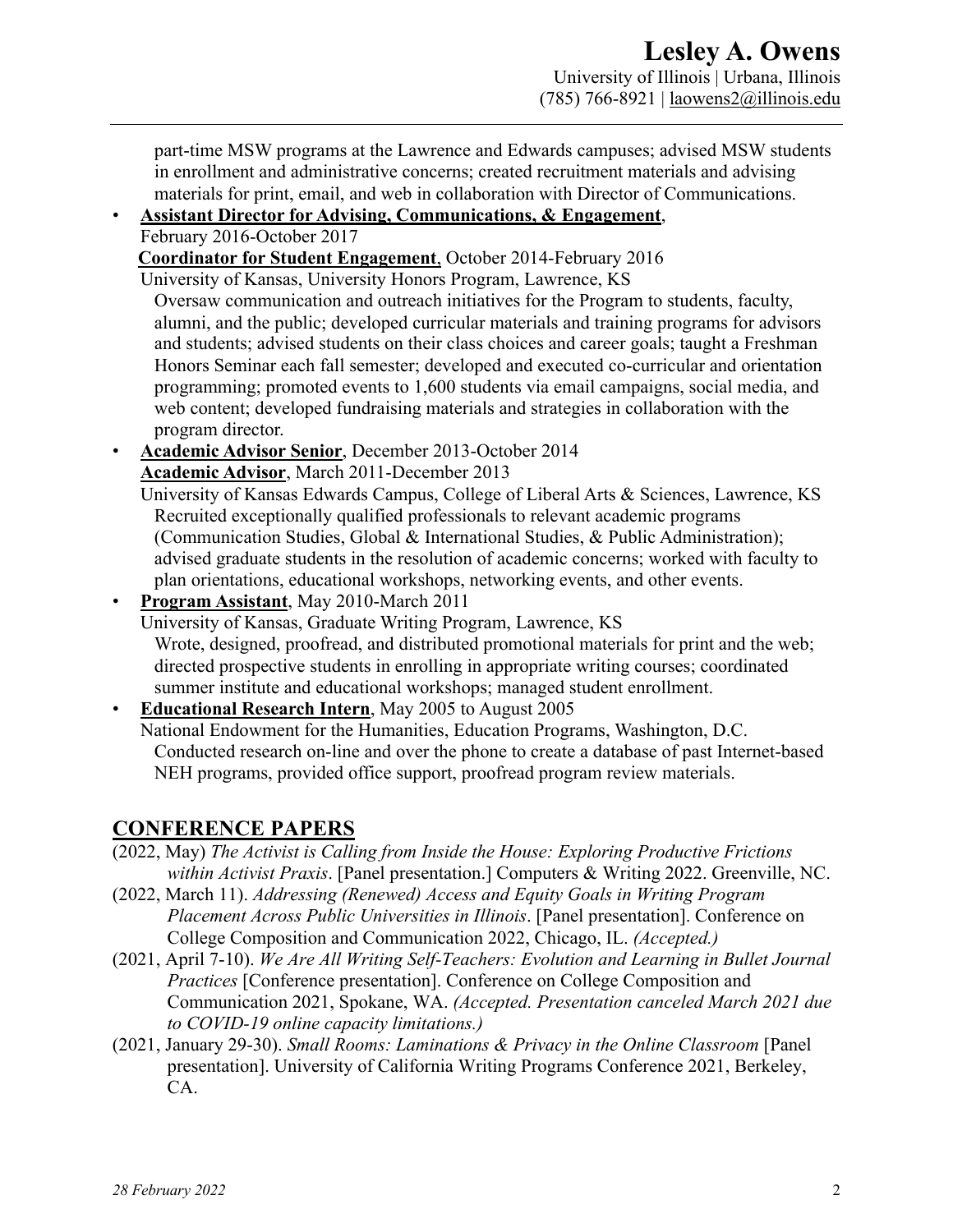part-time MSW programs at the Lawrence and Edwards campuses; advised MSW students in enrollment and administrative concerns; created recruitment materials and advising materials for print, email, and web in collaboration with Director of Communications.

- **Assistant Director for Advising, Communications, & Engagement**, February 2016-October 2017
  **Coordinator for Student Engagement**, October 2014-February 2016
  University of Kansas, University Honors Program, Lawrence, KS
  Oversaw communication and outreach initiatives for the Program to students, faculty, alumni, and the public; developed curricular materials and training programs for advisors and students; advised students on their class choices and career goals; taught a Freshman Honors Seminar each fall semester; developed and executed co-curricular and orientation programming; promoted events to 1,600 students via email campaigns, social media, and web content; developed fundraising materials and strategies in collaboration with the program director.
- **Academic Advisor Senior**, December 2013-October 2014
  **Academic Advisor**, March 2011-December 2013
  University of Kansas Edwards Campus, College of Liberal Arts & Sciences, Lawrence, KS
  Recruited exceptionally qualified professionals to relevant academic programs (Communication Studies, Global & International Studies, & Public Administration); advised graduate students in the resolution of academic concerns; worked with faculty to plan orientations, educational workshops, networking events, and other events.
- **Program Assistant**, May 2010-March 2011
  University of Kansas, Graduate Writing Program, Lawrence, KS
  Wrote, designed, proofread, and distributed promotional materials for print and the web; directed prospective students in enrolling in appropriate writing courses; coordinated summer institute and educational workshops; managed student enrollment.
- **Educational Research Intern**, May 2005 to August 2005
  National Endowment for the Humanities, Education Programs, Washington, D.C.
  Conducted research on-line and over the phone to create a database of past Internet-based NEH programs, provided office support, proofread program review materials.

## CONFERENCE PAPERS

(2022, May) *The Activist is Calling from Inside the House: Exploring Productive Frictions within Activist Praxis*. [Panel presentation.] Computers & Writing 2022. Greenville, NC.

(2022, March 11). *Addressing (Renewed) Access and Equity Goals in Writing Program Placement Across Public Universities in Illinois*. [Panel presentation]. Conference on College Composition and Communication 2022, Chicago, IL. *(Accepted.)*

(2021, April 7-10). *We Are All Writing Self-Teachers: Evolution and Learning in Bullet Journal Practices* [Conference presentation]. Conference on College Composition and Communication 2021, Spokane, WA. *(Accepted. Presentation canceled March 2021 due to COVID-19 online capacity limitations.)*

(2021, January 29-30). *Small Rooms: Laminations & Privacy in the Online Classroom* [Panel presentation]. University of California Writing Programs Conference 2021, Berkeley, CA.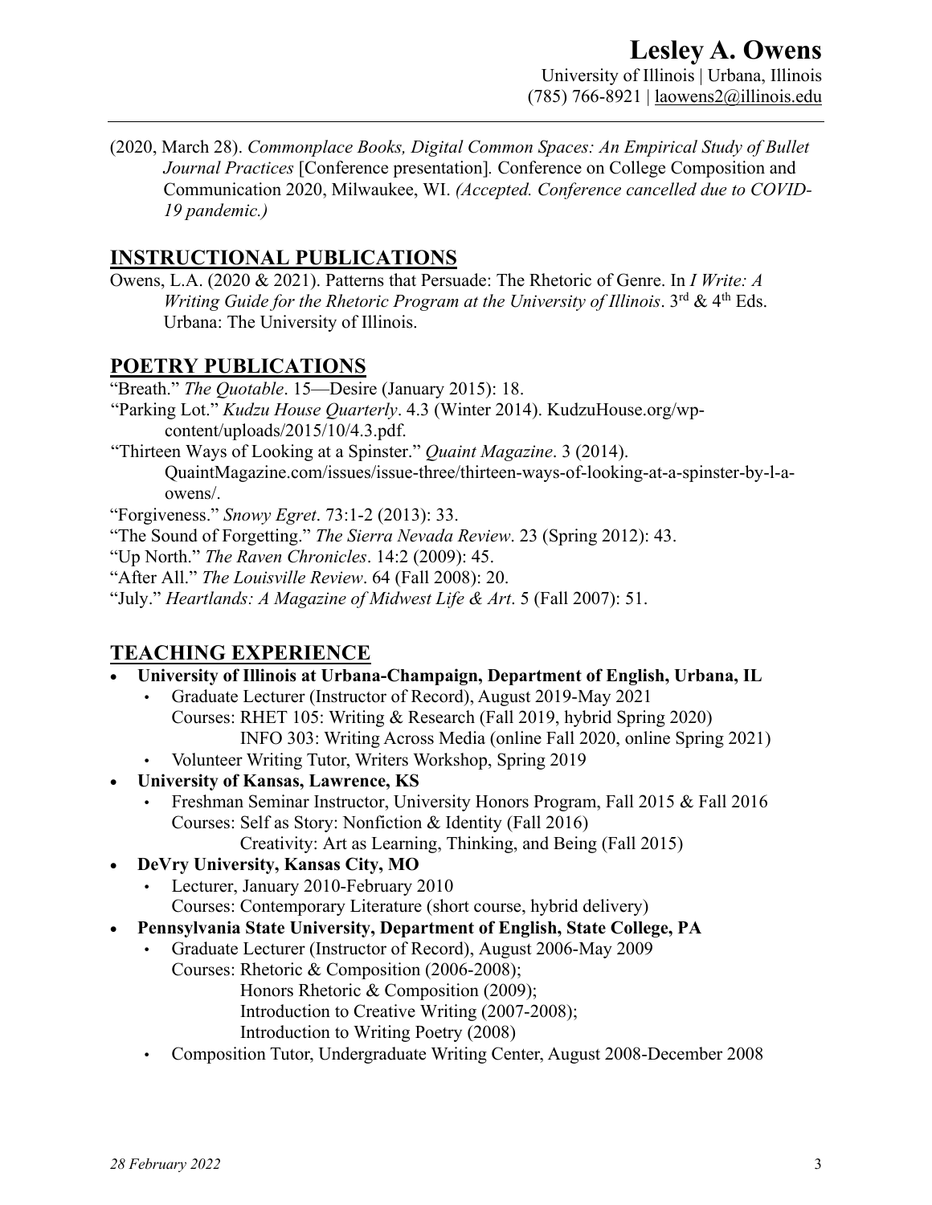(2020, March 28). *Commonplace Books, Digital Common Spaces: An Empirical Study of Bullet Journal Practices* [Conference presentation]. Conference on College Composition and Communication 2020, Milwaukee, WI. *(Accepted. Conference cancelled due to COVID-19 pandemic.)*

## INSTRUCTIONAL PUBLICATIONS

Owens, L.A. (2020 & 2021). Patterns that Persuade: The Rhetoric of Genre. In *I Write: A Writing Guide for the Rhetoric Program at the University of Illinois*. 3rd & 4th Eds. Urbana: The University of Illinois.

## POETRY PUBLICATIONS

"Breath." *The Quotable*. 15—Desire (January 2015): 18.

"Parking Lot." *Kudzu House Quarterly*. 4.3 (Winter 2014). KudzuHouse.org/wp-content/uploads/2015/10/4.3.pdf.

"Thirteen Ways of Looking at a Spinster." *Quaint Magazine*. 3 (2014). QuaintMagazine.com/issues/issue-three/thirteen-ways-of-looking-at-a-spinster-by-l-a-owens/.

"Forgiveness." *Snowy Egret*. 73:1-2 (2013): 33.

"The Sound of Forgetting." *The Sierra Nevada Review*. 23 (Spring 2012): 43.

"Up North." *The Raven Chronicles*. 14:2 (2009): 45.

"After All." *The Louisville Review*. 64 (Fall 2008): 20.

"July." *Heartlands: A Magazine of Midwest Life & Art*. 5 (Fall 2007): 51.

## TEACHING EXPERIENCE

- **University of Illinois at Urbana-Champaign, Department of English, Urbana, IL**
  - Graduate Lecturer (Instructor of Record), August 2019-May 2021
    Courses: RHET 105: Writing & Research (Fall 2019, hybrid Spring 2020)
    INFO 303: Writing Across Media (online Fall 2020, online Spring 2021)
  - Volunteer Writing Tutor, Writers Workshop, Spring 2019
- **University of Kansas, Lawrence, KS**
  - Freshman Seminar Instructor, University Honors Program, Fall 2015 & Fall 2016
    Courses: Self as Story: Nonfiction & Identity (Fall 2016)
    Creativity: Art as Learning, Thinking, and Being (Fall 2015)
- **DeVry University, Kansas City, MO**
  - Lecturer, January 2010-February 2010
    Courses: Contemporary Literature (short course, hybrid delivery)
- **Pennsylvania State University, Department of English, State College, PA**
  - Graduate Lecturer (Instructor of Record), August 2006-May 2009
    Courses: Rhetoric & Composition (2006-2008);
    Honors Rhetoric & Composition (2009);
    Introduction to Creative Writing (2007-2008);
    Introduction to Writing Poetry (2008)
  - Composition Tutor, Undergraduate Writing Center, August 2008-December 2008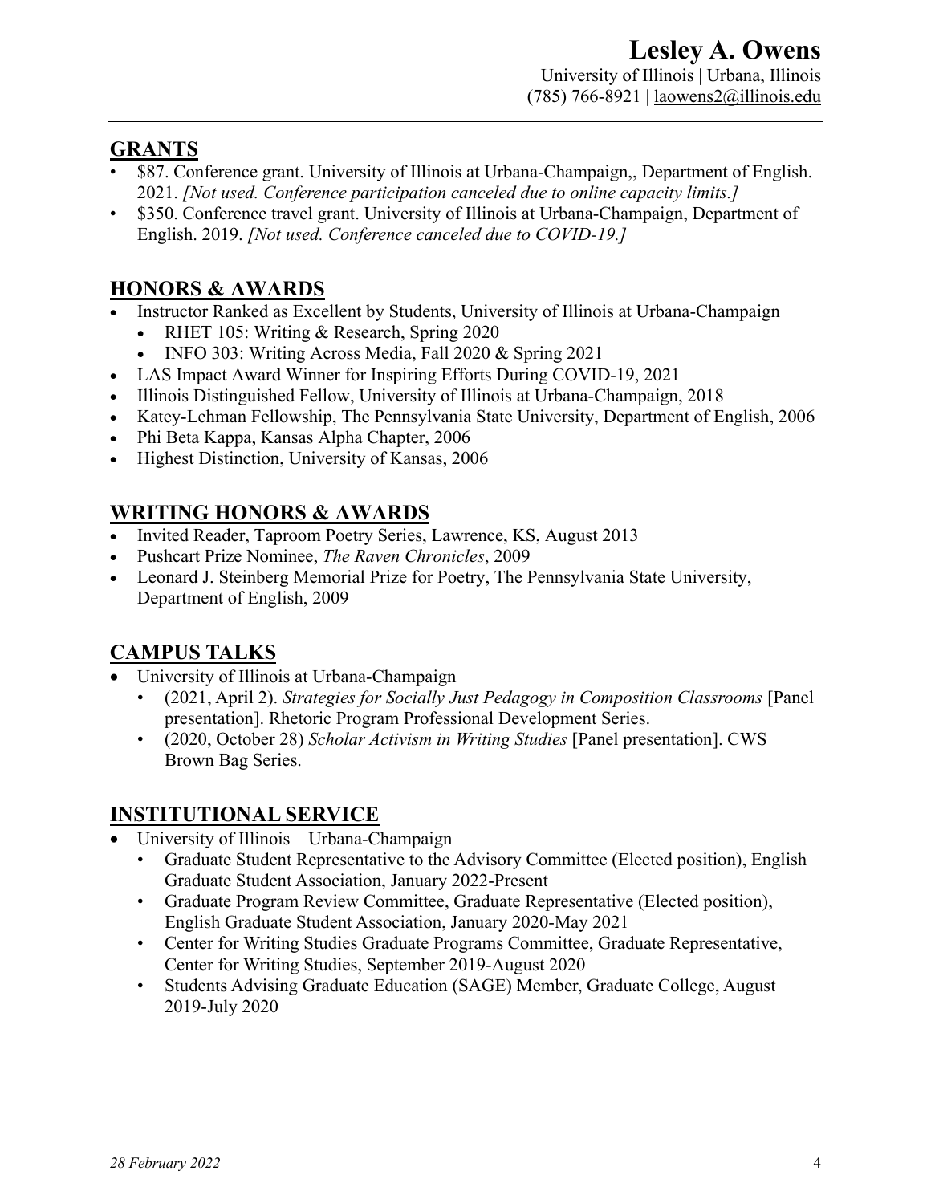# Lesley A. Owens

University of Illinois | Urbana, Illinois
(785) 766-8921 | laowens2@illinois.edu

## GRANTS

- $87. Conference grant. University of Illinois at Urbana-Champaign,, Department of English. 2021. *[Not used. Conference participation canceled due to online capacity limits.]*
- $350. Conference travel grant. University of Illinois at Urbana-Champaign, Department of English. 2019. *[Not used. Conference canceled due to COVID-19.]*

## HONORS & AWARDS

- Instructor Ranked as Excellent by Students, University of Illinois at Urbana-Champaign
  - RHET 105: Writing & Research, Spring 2020
  - INFO 303: Writing Across Media, Fall 2020 & Spring 2021
- LAS Impact Award Winner for Inspiring Efforts During COVID-19, 2021
- Illinois Distinguished Fellow, University of Illinois at Urbana-Champaign, 2018
- Katey-Lehman Fellowship, The Pennsylvania State University, Department of English, 2006
- Phi Beta Kappa, Kansas Alpha Chapter, 2006
- Highest Distinction, University of Kansas, 2006

## WRITING HONORS & AWARDS

- Invited Reader, Taproom Poetry Series, Lawrence, KS, August 2013
- Pushcart Prize Nominee, *The Raven Chronicles*, 2009
- Leonard J. Steinberg Memorial Prize for Poetry, The Pennsylvania State University, Department of English, 2009

## CAMPUS TALKS

- University of Illinois at Urbana-Champaign
  - (2021, April 2). *Strategies for Socially Just Pedagogy in Composition Classrooms* [Panel presentation]. Rhetoric Program Professional Development Series.
  - (2020, October 28) *Scholar Activism in Writing Studies* [Panel presentation]. CWS Brown Bag Series.

## INSTITUTIONAL SERVICE

- University of Illinois—Urbana-Champaign
  - Graduate Student Representative to the Advisory Committee (Elected position), English Graduate Student Association, January 2022-Present
  - Graduate Program Review Committee, Graduate Representative (Elected position), English Graduate Student Association, January 2020-May 2021
  - Center for Writing Studies Graduate Programs Committee, Graduate Representative, Center for Writing Studies, September 2019-August 2020
  - Students Advising Graduate Education (SAGE) Member, Graduate College, August 2019-July 2020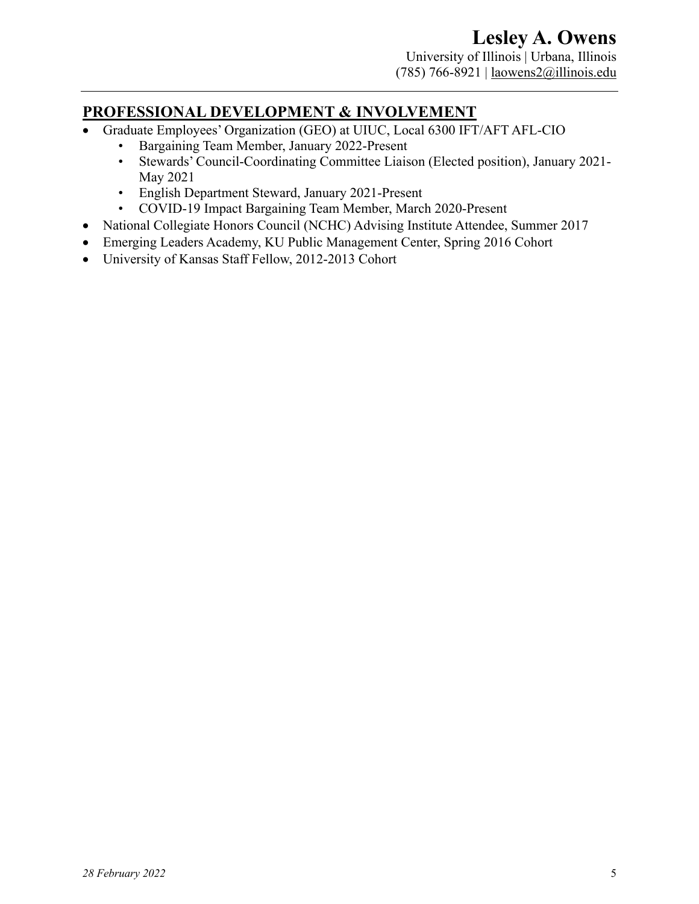## PROFESSIONAL DEVELOPMENT & INVOLVEMENT

- Graduate Employees' Organization (GEO) at UIUC, Local 6300 IFT/AFT AFL-CIO
  - Bargaining Team Member, January 2022-Present
  - Stewards' Council-Coordinating Committee Liaison (Elected position), January 2021-May 2021
  - English Department Steward, January 2021-Present
  - COVID-19 Impact Bargaining Team Member, March 2020-Present
- National Collegiate Honors Council (NCHC) Advising Institute Attendee, Summer 2017
- Emerging Leaders Academy, KU Public Management Center, Spring 2016 Cohort
- University of Kansas Staff Fellow, 2012-2013 Cohort